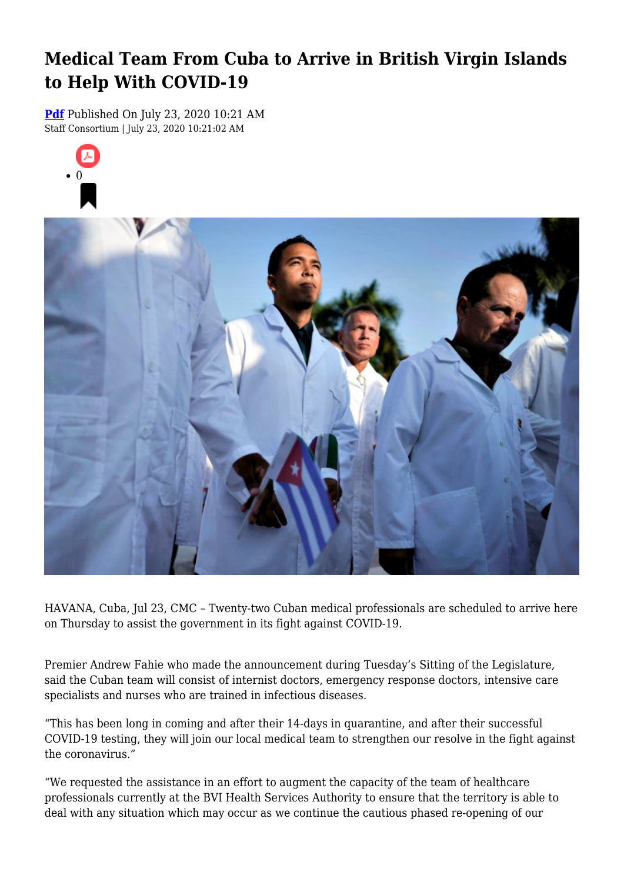# Medical Team From Cuba to Arrive in British Virgin Islands to Help With COVID-19

**Pdf** Published On July 23, 2020 10:21 AM
Staff Consortium | July 23, 2020 10:21:02 AM

- 0

HAVANA, Cuba, Jul 23, CMC – Twenty-two Cuban medical professionals are scheduled to arrive here on Thursday to assist the government in its fight against COVID-19.

Premier Andrew Fahie who made the announcement during Tuesday's Sitting of the Legislature, said the Cuban team will consist of internist doctors, emergency response doctors, intensive care specialists and nurses who are trained in infectious diseases.

"This has been long in coming and after their 14-days in quarantine, and after their successful COVID-19 testing, they will join our local medical team to strengthen our resolve in the fight against the coronavirus."

"We requested the assistance in an effort to augment the capacity of the team of healthcare professionals currently at the BVI Health Services Authority to ensure that the territory is able to deal with any situation which may occur as we continue the cautious phased re-opening of our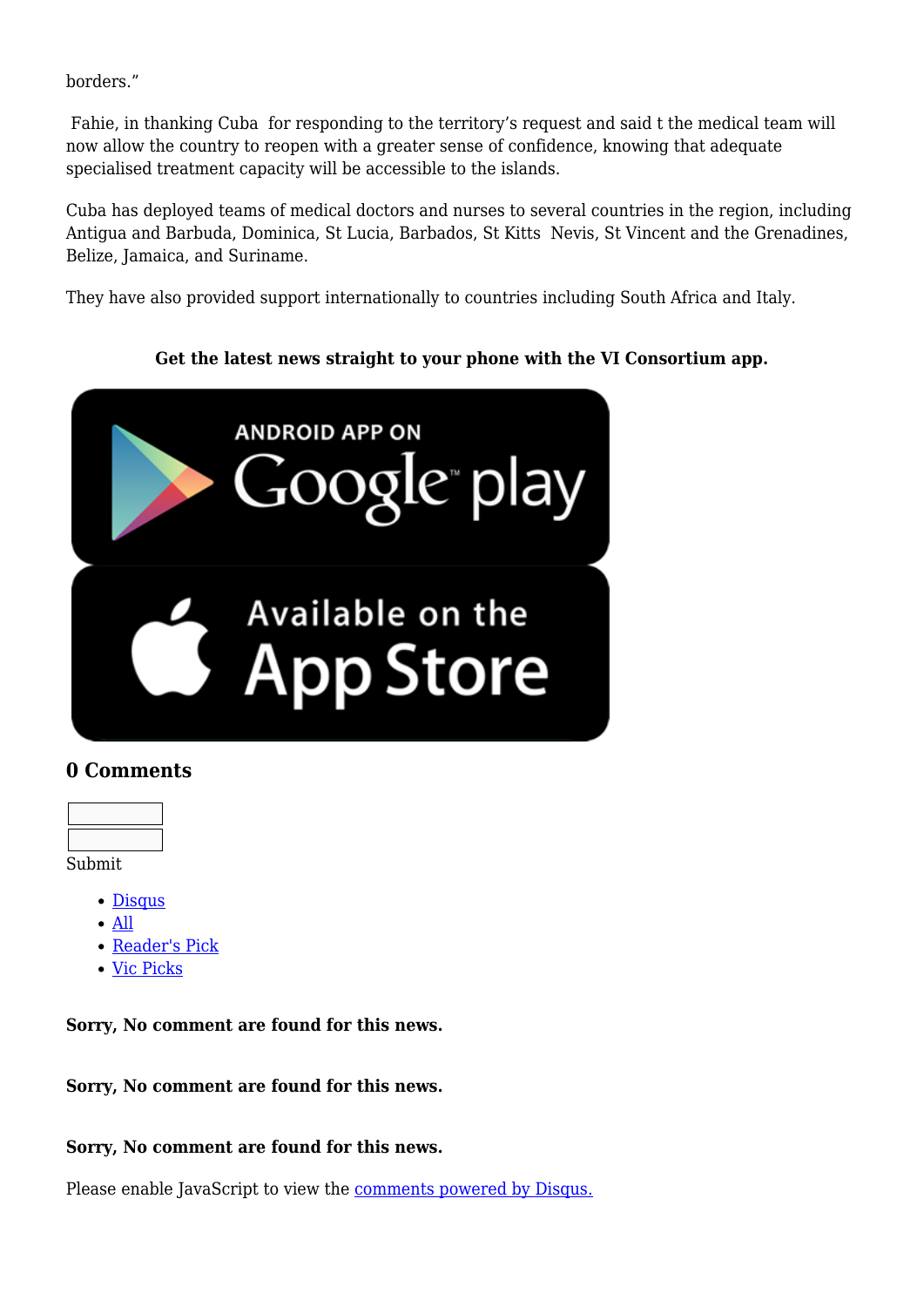borders."

Fahie, in thanking Cuba for responding to the territory's request and said t the medical team will now allow the country to reopen with a greater sense of confidence, knowing that adequate specialised treatment capacity will be accessible to the islands.

Cuba has deployed teams of medical doctors and nurses to several countries in the region, including Antigua and Barbuda, Dominica, St Lucia, Barbados, St Kitts Nevis, St Vincent and the Grenadines, Belize, Jamaica, and Suriname.

They have also provided support internationally to countries including South Africa and Italy.

**Get the latest news straight to your phone with the VI Consortium app.**

ANDROID APP ON Google play

Available on the App Store

## 0 Comments

Submit

- Disqus
- All
- Reader's Pick
- Vic Picks

**Sorry, No comment are found for this news.**

**Sorry, No comment are found for this news.**

**Sorry, No comment are found for this news.**

Please enable JavaScript to view the comments powered by Disqus.